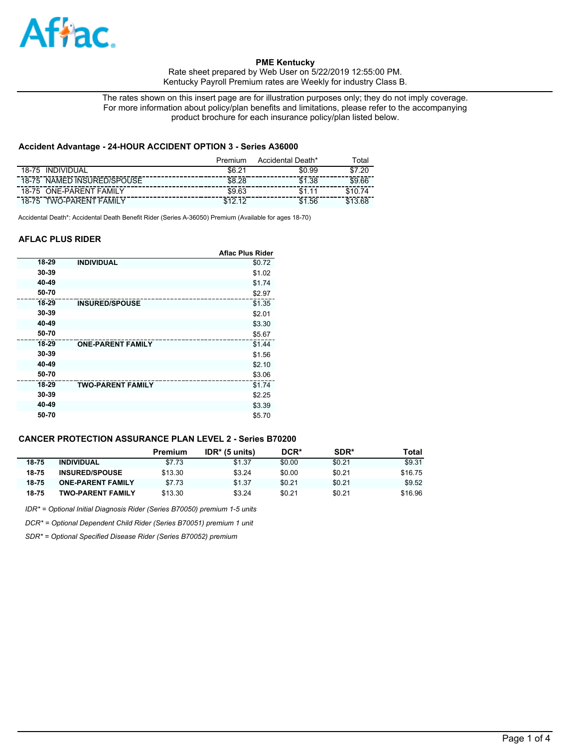**PME Kentucky**

Rate sheet prepared by Web User on 5/22/2019 12:55:00 PM.
Kentucky Payroll Premium rates are Weekly for industry Class B.

The rates shown on this insert page are for illustration purposes only; they do not imply coverage. For more information about policy/plan benefits and limitations, please refer to the accompanying product brochure for each insurance policy/plan listed below.

### Accident Advantage - 24-HOUR ACCIDENT OPTION 3 - Series A36000

| | Premium | Accidental Death* | Total |
|---|---|---|---|
| 18-75 INDIVIDUAL | $6.21 | $0.99 | $7.20 |
| 18-75 NAMED INSURED/SPOUSE | $8.28 | $1.38 | $9.66 |
| 18-75 ONE-PARENT FAMILY | $9.63 | $1.11 | $10.74 |
| 18-75 TWO-PARENT FAMILY | $12.12 | $1.56 | $13.68 |

Accidental Death*: Accidental Death Benefit Rider (Series A-36050) Premium (Available for ages 18-70)

### AFLAC PLUS RIDER

| | | Aflac Plus Rider |
|---|---|---|
| 18-29 | INDIVIDUAL | $0.72 |
| 30-39 | | $1.02 |
| 40-49 | | $1.74 |
| 50-70 | | $2.97 |
| 18-29 | INSURED/SPOUSE | $1.35 |
| 30-39 | | $2.01 |
| 40-49 | | $3.30 |
| 50-70 | | $5.67 |
| 18-29 | ONE-PARENT FAMILY | $1.44 |
| 30-39 | | $1.56 |
| 40-49 | | $2.10 |
| 50-70 | | $3.06 |
| 18-29 | TWO-PARENT FAMILY | $1.74 |
| 30-39 | | $2.25 |
| 40-49 | | $3.39 |
| 50-70 | | $5.70 |

### CANCER PROTECTION ASSURANCE PLAN LEVEL 2 - Series B70200

| | | Premium | IDR* (5 units) | DCR* | SDR* | Total |
|---|---|---|---|---|---|---|
| 18-75 | INDIVIDUAL | $7.73 | $1.37 | $0.00 | $0.21 | $9.31 |
| 18-75 | INSURED/SPOUSE | $13.30 | $3.24 | $0.00 | $0.21 | $16.75 |
| 18-75 | ONE-PARENT FAMILY | $7.73 | $1.37 | $0.21 | $0.21 | $9.52 |
| 18-75 | TWO-PARENT FAMILY | $13.30 | $3.24 | $0.21 | $0.21 | $16.96 |

*IDR* = Optional Initial Diagnosis Rider (Series B70050) premium 1-5 units*

*DCR* = Optional Dependent Child Rider (Series B70051) premium 1 unit*

*SDR* = Optional Specified Disease Rider (Series B70052) premium*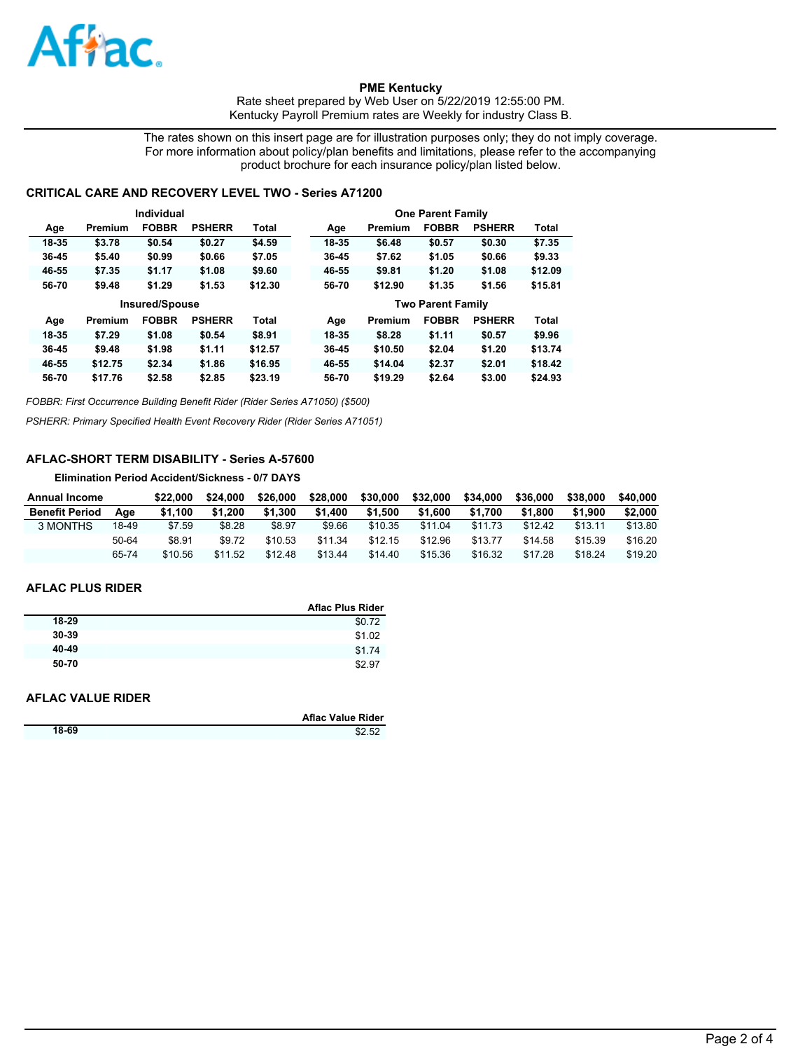**PME Kentucky**

Rate sheet prepared by Web User on 5/22/2019 12:55:00 PM.

Kentucky Payroll Premium rates are Weekly for industry Class B.

The rates shown on this insert page are for illustration purposes only; they do not imply coverage. For more information about policy/plan benefits and limitations, please refer to the accompanying product brochure for each insurance policy/plan listed below.

## CRITICAL CARE AND RECOVERY LEVEL TWO - Series A71200

| Individual | | | | | One Parent Family | | | | |
|---|---|---|---|---|---|---|---|---|---|
| **Age** | **Premium** | **FOBBR** | **PSHERR** | **Total** | **Age** | **Premium** | **FOBBR** | **PSHERR** | **Total** |
| 18-35 | $3.78 | $0.54 | $0.27 | $4.59 | 18-35 | $6.48 | $0.57 | $0.30 | $7.35 |
| 36-45 | $5.40 | $0.99 | $0.66 | $7.05 | 36-45 | $7.62 | $1.05 | $0.66 | $9.33 |
| 46-55 | $7.35 | $1.17 | $1.08 | $9.60 | 46-55 | $9.81 | $1.20 | $1.08 | $12.09 |
| 56-70 | $9.48 | $1.29 | $1.53 | $12.30 | 56-70 | $12.90 | $1.35 | $1.56 | $15.81 |

| Insured/Spouse | | | | | Two Parent Family | | | | |
|---|---|---|---|---|---|---|---|---|---|
| **Age** | **Premium** | **FOBBR** | **PSHERR** | **Total** | **Age** | **Premium** | **FOBBR** | **PSHERR** | **Total** |
| 18-35 | $7.29 | $1.08 | $0.54 | $8.91 | 18-35 | $8.28 | $1.11 | $0.57 | $9.96 |
| 36-45 | $9.48 | $1.98 | $1.11 | $12.57 | 36-45 | $10.50 | $2.04 | $1.20 | $13.74 |
| 46-55 | $12.75 | $2.34 | $1.86 | $16.95 | 46-55 | $14.04 | $2.37 | $2.01 | $18.42 |
| 56-70 | $17.76 | $2.58 | $2.85 | $23.19 | 56-70 | $19.29 | $2.64 | $3.00 | $24.93 |

*FOBBR: First Occurrence Building Benefit Rider (Rider Series A71050) ($500)*

*PSHERR: Primary Specified Health Event Recovery Rider (Rider Series A71051)*

## AFLAC-SHORT TERM DISABILITY - Series A-57600

**Elimination Period Accident/Sickness - 0/7 DAYS**

| **Annual Income** | | **$22,000** | **$24,000** | **$26,000** | **$28,000** | **$30,000** | **$32,000** | **$34,000** | **$36,000** | **$38,000** | **$40,000** |
|---|---|---|---|---|---|---|---|---|---|---|---|
| **Benefit Period** | **Age** | **$1,100** | **$1,200** | **$1,300** | **$1,400** | **$1,500** | **$1,600** | **$1,700** | **$1,800** | **$1,900** | **$2,000** |
| 3 MONTHS | 18-49 | $7.59 | $8.28 | $8.97 | $9.66 | $10.35 | $11.04 | $11.73 | $12.42 | $13.11 | $13.80 |
| | 50-64 | $8.91 | $9.72 | $10.53 | $11.34 | $12.15 | $12.96 | $13.77 | $14.58 | $15.39 | $16.20 |
| | 65-74 | $10.56 | $11.52 | $12.48 | $13.44 | $14.40 | $15.36 | $16.32 | $17.28 | $18.24 | $19.20 |

## AFLAC PLUS RIDER

| | Aflac Plus Rider |
|---|---|
| **18-29** | $0.72 |
| **30-39** | $1.02 |
| **40-49** | $1.74 |
| **50-70** | $2.97 |

## AFLAC VALUE RIDER

| | Aflac Value Rider |
|---|---|
| **18-69** | $2.52 |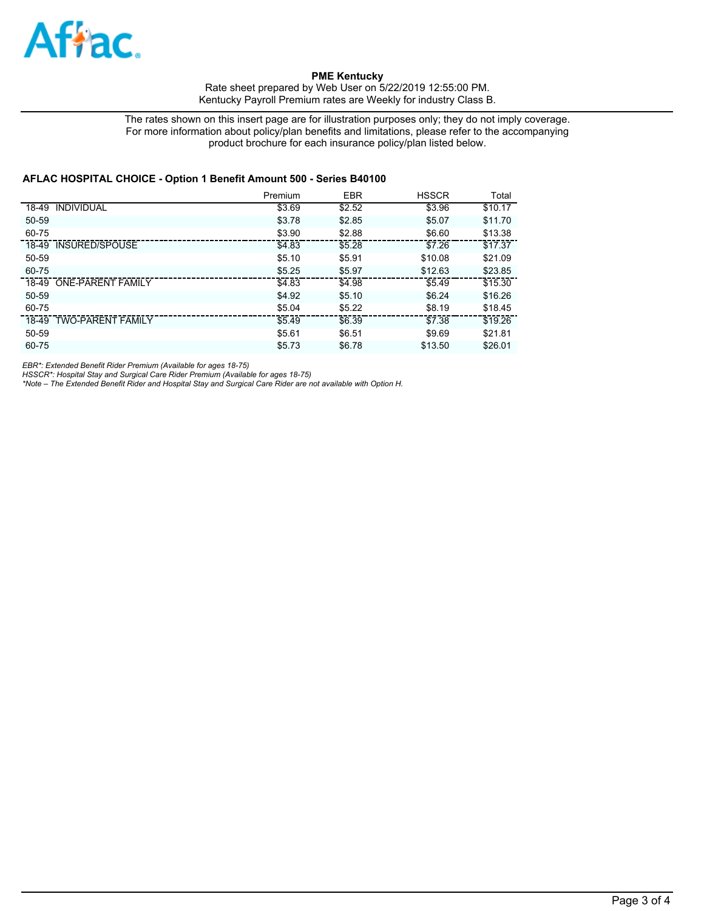**PME Kentucky**

Rate sheet prepared by Web User on 5/22/2019 12:55:00 PM.
Kentucky Payroll Premium rates are Weekly for industry Class B.

The rates shown on this insert page are for illustration purposes only; they do not imply coverage.
For more information about policy/plan benefits and limitations, please refer to the accompanying product brochure for each insurance policy/plan listed below.

### AFLAC HOSPITAL CHOICE - Option 1 Benefit Amount 500 - Series B40100

| | Premium | EBR | HSSCR | Total |
|---|---|---|---|---|
| 18-49 INDIVIDUAL | $3.69 | $2.52 | $3.96 | $10.17 |
| 50-59 | $3.78 | $2.85 | $5.07 | $11.70 |
| 60-75 | $3.90 | $2.88 | $6.60 | $13.38 |
| 18-49 INSURED/SPOUSE | $4.83 | $5.28 | $7.26 | $17.37 |
| 50-59 | $5.10 | $5.91 | $10.08 | $21.09 |
| 60-75 | $5.25 | $5.97 | $12.63 | $23.85 |
| 18-49 ONE-PARENT FAMILY | $4.83 | $4.98 | $5.49 | $15.30 |
| 50-59 | $4.92 | $5.10 | $6.24 | $16.26 |
| 60-75 | $5.04 | $5.22 | $8.19 | $18.45 |
| 18-49 TWO-PARENT FAMILY | $5.49 | $6.39 | $7.38 | $19.26 |
| 50-59 | $5.61 | $6.51 | $9.69 | $21.81 |
| 60-75 | $5.73 | $6.78 | $13.50 | $26.01 |

*EBR*: Extended Benefit Rider Premium (Available for ages 18-75)*
*HSSCR*: Hospital Stay and Surgical Care Rider Premium (Available for ages 18-75)*
**Note – The Extended Benefit Rider and Hospital Stay and Surgical Care Rider are not available with Option H.*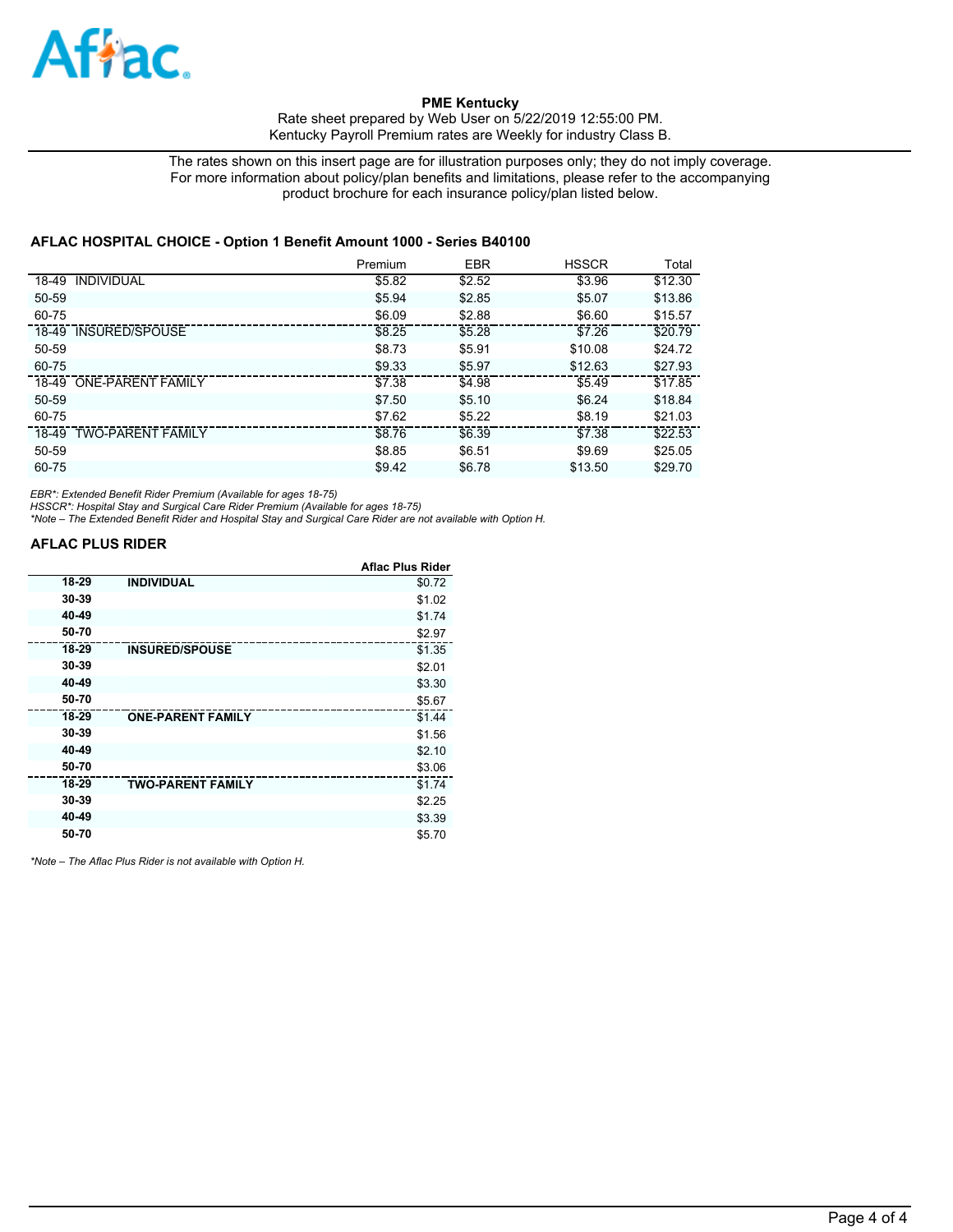**PME Kentucky**

Rate sheet prepared by Web User on 5/22/2019 12:55:00 PM.
Kentucky Payroll Premium rates are Weekly for industry Class B.

The rates shown on this insert page are for illustration purposes only; they do not imply coverage.
For more information about policy/plan benefits and limitations, please refer to the accompanying product brochure for each insurance policy/plan listed below.

### AFLAC HOSPITAL CHOICE - Option 1 Benefit Amount 1000 - Series B40100

| | Premium | EBR | HSSCR | Total |
|---|---|---|---|---|
| 18-49 INDIVIDUAL | $5.82 | $2.52 | $3.96 | $12.30 |
| 50-59 | $5.94 | $2.85 | $5.07 | $13.86 |
| 60-75 | $6.09 | $2.88 | $6.60 | $15.57 |
| 18-49 INSURED/SPOUSE | $8.25 | $5.28 | $7.26 | $20.79 |
| 50-59 | $8.73 | $5.91 | $10.08 | $24.72 |
| 60-75 | $9.33 | $5.97 | $12.63 | $27.93 |
| 18-49 ONE-PARENT FAMILY | $7.38 | $4.98 | $5.49 | $17.85 |
| 50-59 | $7.50 | $5.10 | $6.24 | $18.84 |
| 60-75 | $7.62 | $5.22 | $8.19 | $21.03 |
| 18-49 TWO-PARENT FAMILY | $8.76 | $6.39 | $7.38 | $22.53 |
| 50-59 | $8.85 | $6.51 | $9.69 | $25.05 |
| 60-75 | $9.42 | $6.78 | $13.50 | $29.70 |

*EBR*: Extended Benefit Rider Premium (Available for ages 18-75)*
*HSSCR*: Hospital Stay and Surgical Care Rider Premium (Available for ages 18-75)*
*\*Note – The Extended Benefit Rider and Hospital Stay and Surgical Care Rider are not available with Option H.*

### AFLAC PLUS RIDER

| | | Aflac Plus Rider |
|---|---|---|
| **18-29** | **INDIVIDUAL** | $0.72 |
| **30-39** | | $1.02 |
| **40-49** | | $1.74 |
| **50-70** | | $2.97 |
| **18-29** | **INSURED/SPOUSE** | $1.35 |
| **30-39** | | $2.01 |
| **40-49** | | $3.30 |
| **50-70** | | $5.67 |
| **18-29** | **ONE-PARENT FAMILY** | $1.44 |
| **30-39** | | $1.56 |
| **40-49** | | $2.10 |
| **50-70** | | $3.06 |
| **18-29** | **TWO-PARENT FAMILY** | $1.74 |
| **30-39** | | $2.25 |
| **40-49** | | $3.39 |
| **50-70** | | $5.70 |

*\*Note – The Aflac Plus Rider is not available with Option H.*